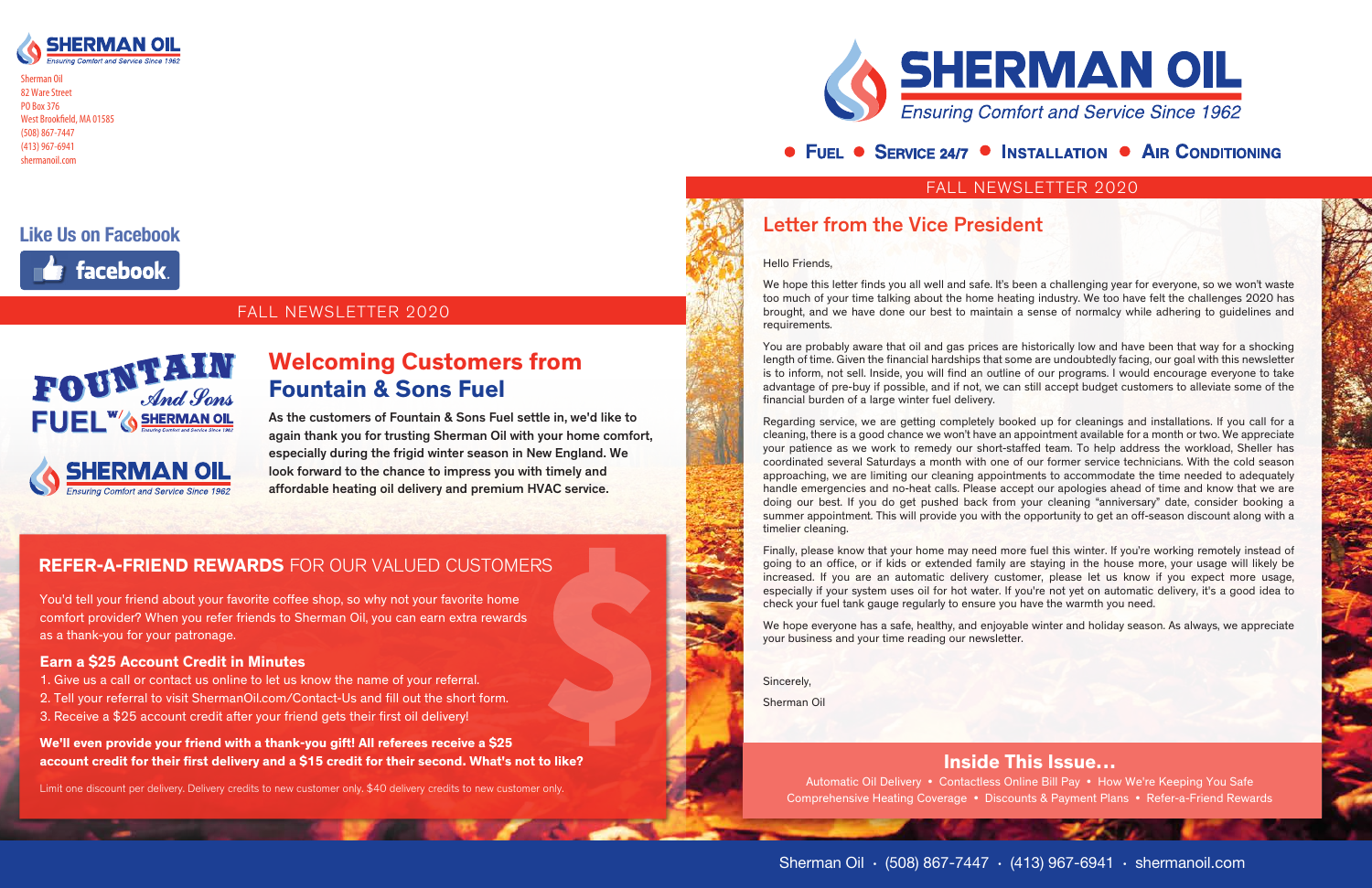SHERMAN OIL
Ensuring Comfort and Service Since 1962

Sherman Oil
82 Ware Street
PO Box 376
West Brookfield, MA 01585
(508) 867-7447
(413) 967-6941
shermanoil.com

**Like Us on Facebook**

facebook

FALL NEWSLETTER 2020

FOUNTAIN And Sons FUEL w/ SHERMAN OIL

SHERMAN OIL
Ensuring Comfort and Service Since 1962

## Welcoming Customers from Fountain & Sons Fuel

**As the customers of Fountain & Sons Fuel settle in, we'd like to again thank you for trusting Sherman Oil with your home comfort, especially during the frigid winter season in New England. We look forward to the chance to impress you with timely and affordable heating oil delivery and premium HVAC service.**

## REFER-A-FRIEND REWARDS FOR OUR VALUED CUSTOMERS

You'd tell your friend about your favorite coffee shop, so why not your favorite home comfort provider? When you refer friends to Sherman Oil, you can earn extra rewards as a thank-you for your patronage.

### Earn a $25 Account Credit in Minutes

1. Give us a call or contact us online to let us know the name of your referral.
2. Tell your referral to visit ShermanOil.com/Contact-Us and fill out the short form.
3. Receive a $25 account credit after your friend gets their first oil delivery!

**We'll even provide your friend with a thank-you gift! All referees receive a $25 account credit for their first delivery and a $15 credit for their second. What's not to like?**

Limit one discount per delivery. Delivery credits to new customer only. $40 delivery credits to new customer only.

# SHERMAN OIL

*Ensuring Comfort and Service Since 1962*

● FUEL ● SERVICE 24/7 ● INSTALLATION ● AIR CONDITIONING

FALL NEWSLETTER 2020

## Letter from the Vice President

Hello Friends,

We hope this letter finds you all well and safe. It's been a challenging year for everyone, so we won't waste too much of your time talking about the home heating industry. We too have felt the challenges 2020 has brought, and we have done our best to maintain a sense of normalcy while adhering to guidelines and requirements.

You are probably aware that oil and gas prices are historically low and have been that way for a shocking length of time. Given the financial hardships that some are undoubtedly facing, our goal with this newsletter is to inform, not sell. Inside, you will find an outline of our programs. I would encourage everyone to take advantage of pre-buy if possible, and if not, we can still accept budget customers to alleviate some of the financial burden of a large winter fuel delivery.

Regarding service, we are getting completely booked up for cleanings and installations. If you call for a cleaning, there is a good chance we won't have an appointment available for a month or two. We appreciate your patience as we work to remedy our short-staffed team. To help address the workload, Sheller has coordinated several Saturdays a month with one of our former service technicians. With the cold season approaching, we are limiting our cleaning appointments to accommodate the time needed to adequately handle emergencies and no-heat calls. Please accept our apologies ahead of time and know that we are doing our best. If you do get pushed back from your cleaning "anniversary" date, consider booking a summer appointment. This will provide you with the opportunity to get an off-season discount along with a timelier cleaning.

Finally, please know that your home may need more fuel this winter. If you're working remotely instead of going to an office, or if kids or extended family are staying in the house more, your usage will likely be increased. If you are an automatic delivery customer, please let us know if you expect more usage, especially if your system uses oil for hot water. If you're not yet on automatic delivery, it's a good idea to check your fuel tank gauge regularly to ensure you have the warmth you need.

We hope everyone has a safe, healthy, and enjoyable winter and holiday season. As always, we appreciate your business and your time reading our newsletter.

Sincerely,

Sherman Oil

### Inside This Issue...

Automatic Oil Delivery • Contactless Online Bill Pay • How We're Keeping You Safe
Comprehensive Heating Coverage • Discounts & Payment Plans • Refer-a-Friend Rewards

Sherman Oil · (508) 867-7447 · (413) 967-6941 · shermanoil.com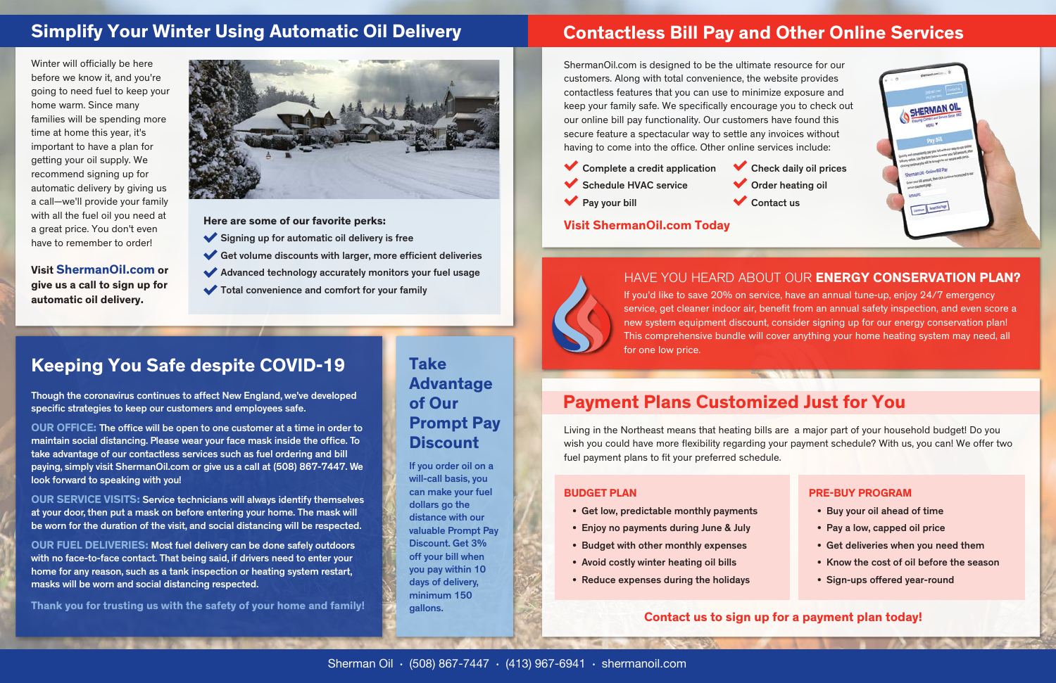## Simplify Your Winter Using Automatic Oil Delivery

Winter will officially be here before we know it, and you're going to need fuel to keep your home warm. Since many families will be spending more time at home this year, it's important to have a plan for getting your oil supply. We recommend signing up for automatic delivery by giving us a call—we'll provide your family with all the fuel oil you need at a great price. You don't even have to remember to order!

**Visit ShermanOil.com or give us a call to sign up for automatic oil delivery.**

**Here are some of our favorite perks:**

- Signing up for automatic oil delivery is free
- Get volume discounts with larger, more efficient deliveries
- Advanced technology accurately monitors your fuel usage
- Total convenience and comfort for your family

## Keeping You Safe despite COVID-19

Though the coronavirus continues to affect New England, we've developed specific strategies to keep our customers and employees safe.

**OUR OFFICE:** The office will be open to one customer at a time in order to maintain social distancing. Please wear your face mask inside the office. To take advantage of our contactless services such as fuel ordering and bill paying, simply visit ShermanOil.com or give us a call at (508) 867-7447. We look forward to speaking with you!

**OUR SERVICE VISITS:** Service technicians will always identify themselves at your door, then put a mask on before entering your home. The mask will be worn for the duration of the visit, and social distancing will be respected.

**OUR FUEL DELIVERIES:** Most fuel delivery can be done safely outdoors with no face-to-face contact. That being said, if drivers need to enter your home for any reason, such as a tank inspection or heating system restart, masks will be worn and social distancing respected.

**Thank you for trusting us with the safety of your home and family!**

## Take Advantage of Our Prompt Pay Discount

If you order oil on a will-call basis, you can make your fuel dollars go the distance with our valuable Prompt Pay Discount. Get 3% off your bill when you pay within 10 days of delivery, minimum 150 gallons.

## Contactless Bill Pay and Other Online Services

ShermanOil.com is designed to be the ultimate resource for our customers. Along with total convenience, the website provides contactless features that you can use to minimize exposure and keep your family safe. We specifically encourage you to check out our online bill pay functionality. Our customers have found this secure feature a spectacular way to settle any invoices without having to come into the office. Other online services include:

- Complete a credit application
- Schedule HVAC service
- Pay your bill
- Check daily oil prices
- Order heating oil
- Contact us

**Visit ShermanOil.com Today**

## HAVE YOU HEARD ABOUT OUR ENERGY CONSERVATION PLAN?

If you'd like to save 20% on service, have an annual tune-up, enjoy 24/7 emergency service, get cleaner indoor air, benefit from an annual safety inspection, and even score a new system equipment discount, consider signing up for our energy conservation plan! This comprehensive bundle will cover anything your home heating system may need, all for one low price.

## Payment Plans Customized Just for You

Living in the Northeast means that heating bills are a major part of your household budget! Do you wish you could have more flexibility regarding your payment schedule? With us, you can! We offer two fuel payment plans to fit your preferred schedule.

### BUDGET PLAN

- Get low, predictable monthly payments
- Enjoy no payments during June & July
- Budget with other monthly expenses
- Avoid costly winter heating oil bills
- Reduce expenses during the holidays

### PRE-BUY PROGRAM

- Buy your oil ahead of time
- Pay a low, capped oil price
- Get deliveries when you need them
- Know the cost of oil before the season
- Sign-ups offered year-round

**Contact us to sign up for a payment plan today!**

Sherman Oil · (508) 867-7447 · (413) 967-6941 · shermanoil.com